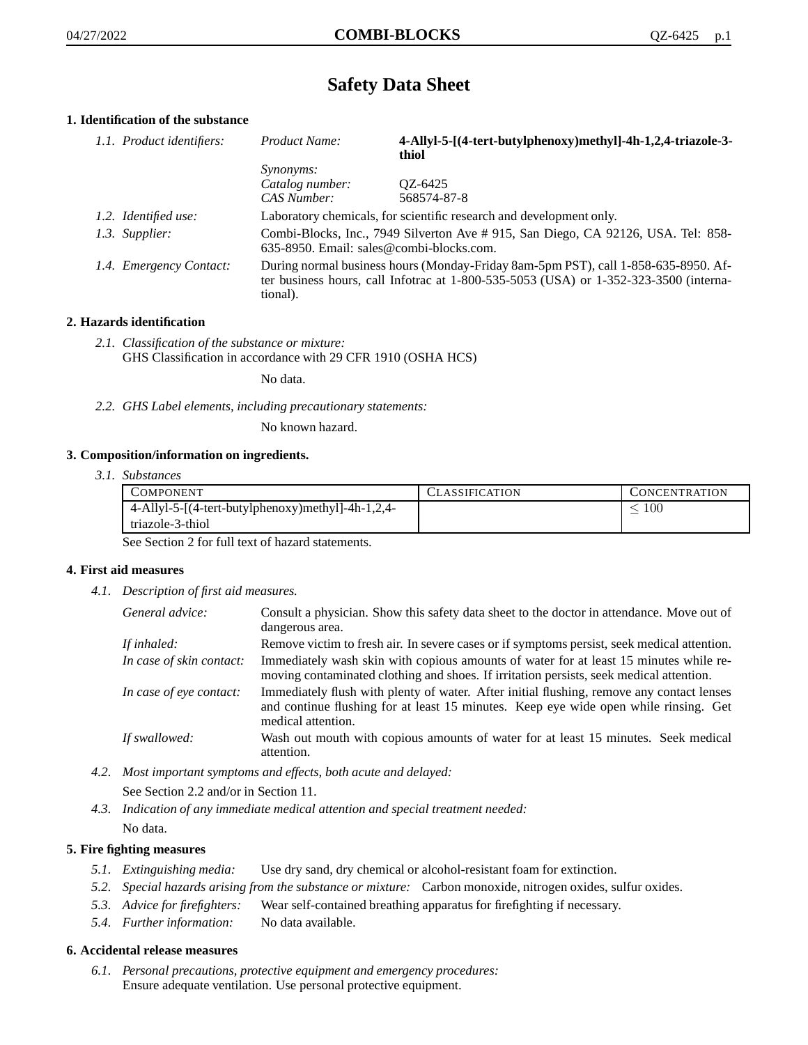# Safety Data Sheet

## 1. Identification of the substance

*1.1. Product identifiers:*

| | |
|---|---|
| *Product Name:* | **4-Allyl-5-[(4-tert-butylphenoxy)methyl]-4h-1,2,4-triazole-3-thiol** |
| *Synonyms:* | |
| *Catalog number:* | QZ-6425 |
| *CAS Number:* | 568574-87-8 |

*1.2. Identified use:* Laboratory chemicals, for scientific research and development only.

*1.3. Supplier:* Combi-Blocks, Inc., 7949 Silverton Ave # 915, San Diego, CA 92126, USA. Tel: 858-635-8950. Email: sales@combi-blocks.com.

*1.4. Emergency Contact:* During normal business hours (Monday-Friday 8am-5pm PST), call 1-858-635-8950. After business hours, call Infotrac at 1-800-535-5053 (USA) or 1-352-323-3500 (international).

## 2. Hazards identification

*2.1. Classification of the substance or mixture:*
GHS Classification in accordance with 29 CFR 1910 (OSHA HCS)

No data.

*2.2. GHS Label elements, including precautionary statements:*

No known hazard.

## 3. Composition/information on ingredients.

*3.1. Substances*

| COMPONENT | CLASSIFICATION | CONCENTRATION |
|---|---|---|
| 4-Allyl-5-[(4-tert-butylphenoxy)methyl]-4h-1,2,4-triazole-3-thiol | | $\leq 100$ |

See Section 2 for full text of hazard statements.

## 4. First aid measures

*4.1. Description of first aid measures.*

*General advice:* Consult a physician. Show this safety data sheet to the doctor in attendance. Move out of dangerous area.

*If inhaled:* Remove victim to fresh air. In severe cases or if symptoms persist, seek medical attention.

*In case of skin contact:* Immediately wash skin with copious amounts of water for at least 15 minutes while removing contaminated clothing and shoes. If irritation persists, seek medical attention.

*In case of eye contact:* Immediately flush with plenty of water. After initial flushing, remove any contact lenses and continue flushing for at least 15 minutes. Keep eye wide open while rinsing. Get medical attention.

*If swallowed:* Wash out mouth with copious amounts of water for at least 15 minutes. Seek medical attention.

*4.2. Most important symptoms and effects, both acute and delayed:*

See Section 2.2 and/or in Section 11.

*4.3. Indication of any immediate medical attention and special treatment needed:*

No data.

## 5. Fire fighting measures

*5.1. Extinguishing media:* Use dry sand, dry chemical or alcohol-resistant foam for extinction.

*5.2. Special hazards arising from the substance or mixture:* Carbon monoxide, nitrogen oxides, sulfur oxides.

*5.3. Advice for firefighters:* Wear self-contained breathing apparatus for firefighting if necessary.

*5.4. Further information:* No data available.

## 6. Accidental release measures

*6.1. Personal precautions, protective equipment and emergency procedures:*
Ensure adequate ventilation. Use personal protective equipment.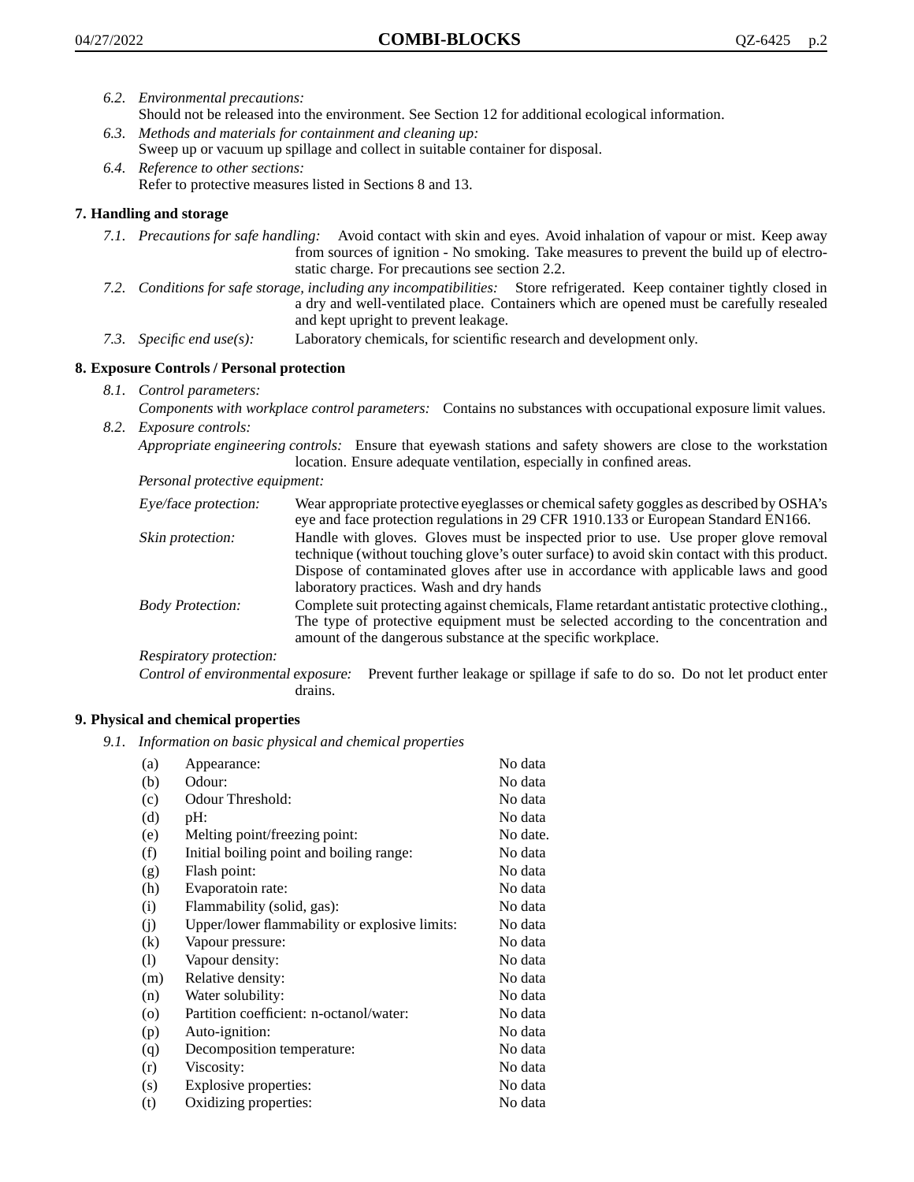*6.2. Environmental precautions:*
Should not be released into the environment. See Section 12 for additional ecological information.

*6.3. Methods and materials for containment and cleaning up:*
Sweep up or vacuum up spillage and collect in suitable container for disposal.

*6.4. Reference to other sections:*
Refer to protective measures listed in Sections 8 and 13.

## 7. Handling and storage

*7.1. Precautions for safe handling:* Avoid contact with skin and eyes. Avoid inhalation of vapour or mist. Keep away from sources of ignition - No smoking. Take measures to prevent the build up of electrostatic charge. For precautions see section 2.2.

*7.2. Conditions for safe storage, including any incompatibilities:* Store refrigerated. Keep container tightly closed in a dry and well-ventilated place. Containers which are opened must be carefully resealed and kept upright to prevent leakage.

*7.3. Specific end use(s):* Laboratory chemicals, for scientific research and development only.

## 8. Exposure Controls / Personal protection

*8.1. Control parameters:*
*Components with workplace control parameters:* Contains no substances with occupational exposure limit values.

*8.2. Exposure controls:*
*Appropriate engineering controls:* Ensure that eyewash stations and safety showers are close to the workstation location. Ensure adequate ventilation, especially in confined areas.

*Personal protective equipment:*

*Eye/face protection:* Wear appropriate protective eyeglasses or chemical safety goggles as described by OSHA's eye and face protection regulations in 29 CFR 1910.133 or European Standard EN166.

*Skin protection:* Handle with gloves. Gloves must be inspected prior to use. Use proper glove removal technique (without touching glove's outer surface) to avoid skin contact with this product. Dispose of contaminated gloves after use in accordance with applicable laws and good laboratory practices. Wash and dry hands

*Body Protection:* Complete suit protecting against chemicals, Flame retardant antistatic protective clothing., The type of protective equipment must be selected according to the concentration and amount of the dangerous substance at the specific workplace.

*Respiratory protection:*

*Control of environmental exposure:* Prevent further leakage or spillage if safe to do so. Do not let product enter drains.

## 9. Physical and chemical properties

*9.1. Information on basic physical and chemical properties*

| | | |
|---|---|---|
| (a) | Appearance: | No data |
| (b) | Odour: | No data |
| (c) | Odour Threshold: | No data |
| (d) | pH: | No data |
| (e) | Melting point/freezing point: | No date. |
| (f) | Initial boiling point and boiling range: | No data |
| (g) | Flash point: | No data |
| (h) | Evaporatoin rate: | No data |
| (i) | Flammability (solid, gas): | No data |
| (j) | Upper/lower flammability or explosive limits: | No data |
| (k) | Vapour pressure: | No data |
| (l) | Vapour density: | No data |
| (m) | Relative density: | No data |
| (n) | Water solubility: | No data |
| (o) | Partition coefficient: n-octanol/water: | No data |
| (p) | Auto-ignition: | No data |
| (q) | Decomposition temperature: | No data |
| (r) | Viscosity: | No data |
| (s) | Explosive properties: | No data |
| (t) | Oxidizing properties: | No data |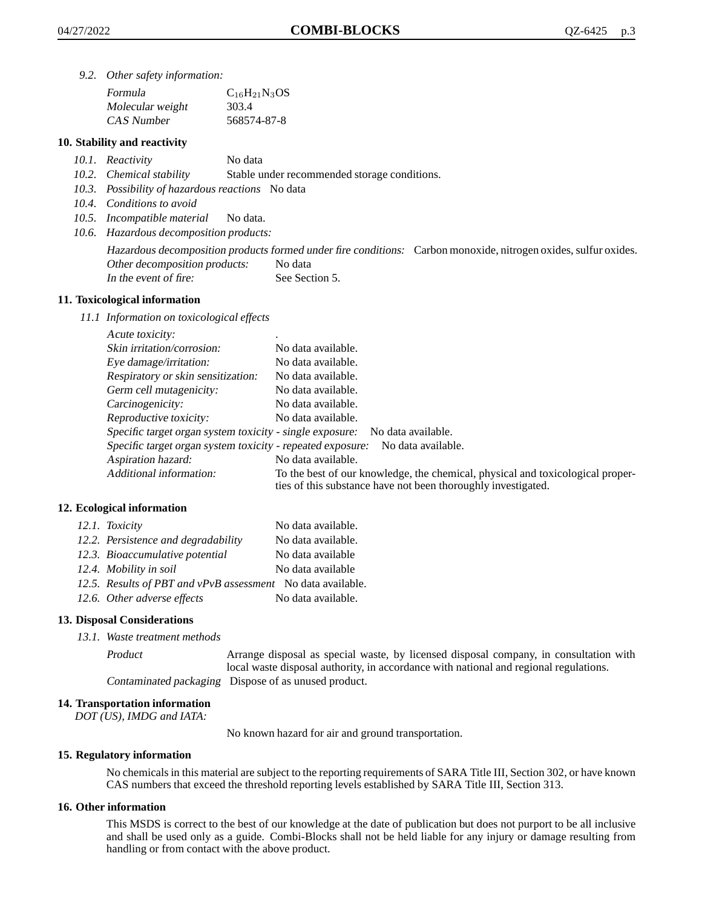*9.2. Other safety information:*

| | |
|---|---|
| *Formula* | $C_{16}H_{21}N_3OS$ |
| *Molecular weight* | 303.4 |
| *CAS Number* | 568574-87-8 |

## 10. Stability and reactivity

*10.1. Reactivity* No data

*10.2. Chemical stability* Stable under recommended storage conditions.

*10.3. Possibility of hazardous reactions* No data

*10.4. Conditions to avoid*

*10.5. Incompatible material* No data.

*10.6. Hazardous decomposition products:*

*Hazardous decomposition products formed under fire conditions:* Carbon monoxide, nitrogen oxides, sulfur oxides.

*Other decomposition products:* No data

*In the event of fire:* See Section 5.

## 11. Toxicological information

*11.1 Information on toxicological effects*

| | |
|---|---|
| *Acute toxicity:* | . |
| *Skin irritation/corrosion:* | No data available. |
| *Eye damage/irritation:* | No data available. |
| *Respiratory or skin sensitization:* | No data available. |
| *Germ cell mutagenicity:* | No data available. |
| *Carcinogenicity:* | No data available. |
| *Reproductive toxicity:* | No data available. |
| *Specific target organ system toxicity - single exposure:* | No data available. |
| *Specific target organ system toxicity - repeated exposure:* | No data available. |
| *Aspiration hazard:* | No data available. |
| *Additional information:* | To the best of our knowledge, the chemical, physical and toxicological properties of this substance have not been thoroughly investigated. |

## 12. Ecological information

| | |
|---|---|
| *12.1. Toxicity* | No data available. |
| *12.2. Persistence and degradability* | No data available. |
| *12.3. Bioaccumulative potential* | No data available |
| *12.4. Mobility in soil* | No data available |
| *12.5. Results of PBT and vPvB assessment* | No data available. |
| *12.6. Other adverse effects* | No data available. |

## 13. Disposal Considerations

*13.1. Waste treatment methods*

*Product* Arrange disposal as special waste, by licensed disposal company, in consultation with local waste disposal authority, in accordance with national and regional regulations.

*Contaminated packaging* Dispose of as unused product.

## 14. Transportation information

*DOT (US), IMDG and IATA:*

No known hazard for air and ground transportation.

## 15. Regulatory information

No chemicals in this material are subject to the reporting requirements of SARA Title III, Section 302, or have known CAS numbers that exceed the threshold reporting levels established by SARA Title III, Section 313.

## 16. Other information

This MSDS is correct to the best of our knowledge at the date of publication but does not purport to be all inclusive and shall be used only as a guide. Combi-Blocks shall not be held liable for any injury or damage resulting from handling or from contact with the above product.